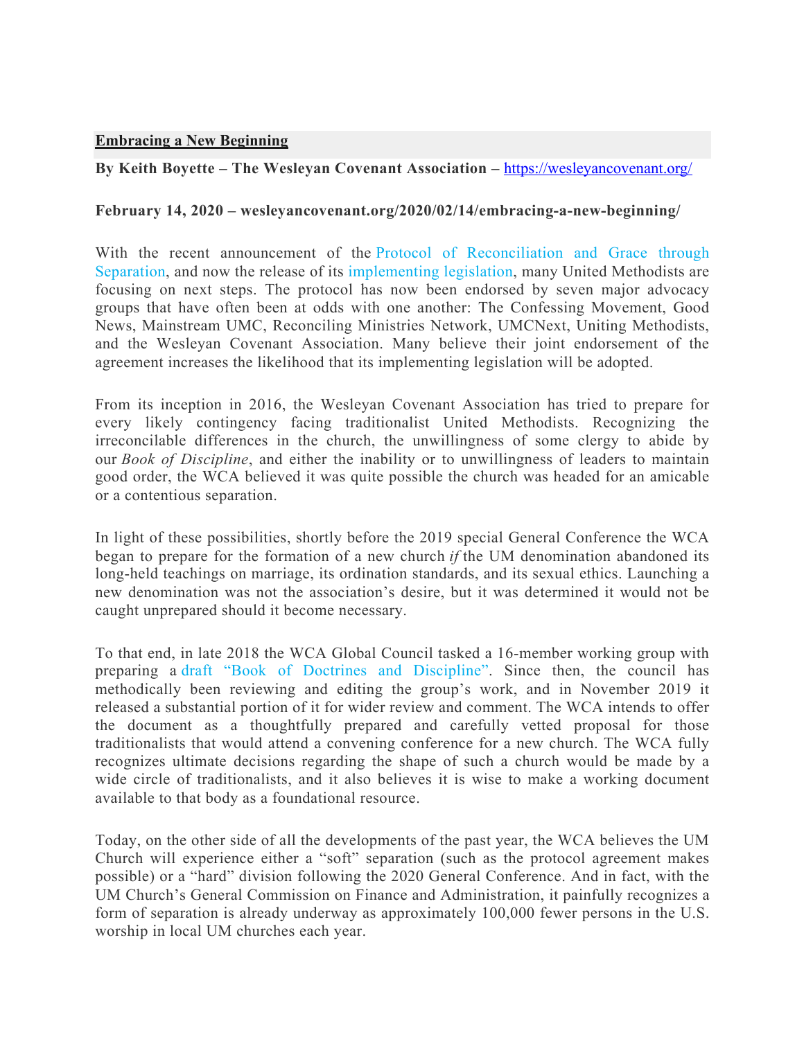**Embracing a New Beginning**

**By Keith Boyette – The Wesleyan Covenant Association – https://wesleyancovenant.org/**

**February 14, 2020 – wesleyancovenant.org/2020/02/14/embracing-a-new-beginning/**

With the recent announcement of the Protocol of Reconciliation and Grace through Separation, and now the release of its implementing legislation, many United Methodists are focusing on next steps. The protocol has now been endorsed by seven major advocacy groups that have often been at odds with one another: The Confessing Movement, Good News, Mainstream UMC, Reconciling Ministries Network, UMCNext, Uniting Methodists, and the Wesleyan Covenant Association. Many believe their joint endorsement of the agreement increases the likelihood that its implementing legislation will be adopted.

From its inception in 2016, the Wesleyan Covenant Association has tried to prepare for every likely contingency facing traditionalist United Methodists. Recognizing the irreconcilable differences in the church, the unwillingness of some clergy to abide by our *Book of Discipline*, and either the inability or to unwillingness of leaders to maintain good order, the WCA believed it was quite possible the church was headed for an amicable or a contentious separation.

In light of these possibilities, shortly before the 2019 special General Conference the WCA began to prepare for the formation of a new church *if* the UM denomination abandoned its long-held teachings on marriage, its ordination standards, and its sexual ethics. Launching a new denomination was not the association's desire, but it was determined it would not be caught unprepared should it become necessary.

To that end, in late 2018 the WCA Global Council tasked a 16-member working group with preparing a draft "Book of Doctrines and Discipline". Since then, the council has methodically been reviewing and editing the group's work, and in November 2019 it released a substantial portion of it for wider review and comment. The WCA intends to offer the document as a thoughtfully prepared and carefully vetted proposal for those traditionalists that would attend a convening conference for a new church. The WCA fully recognizes ultimate decisions regarding the shape of such a church would be made by a wide circle of traditionalists, and it also believes it is wise to make a working document available to that body as a foundational resource.

Today, on the other side of all the developments of the past year, the WCA believes the UM Church will experience either a "soft" separation (such as the protocol agreement makes possible) or a "hard" division following the 2020 General Conference. And in fact, with the UM Church's General Commission on Finance and Administration, it painfully recognizes a form of separation is already underway as approximately 100,000 fewer persons in the U.S. worship in local UM churches each year.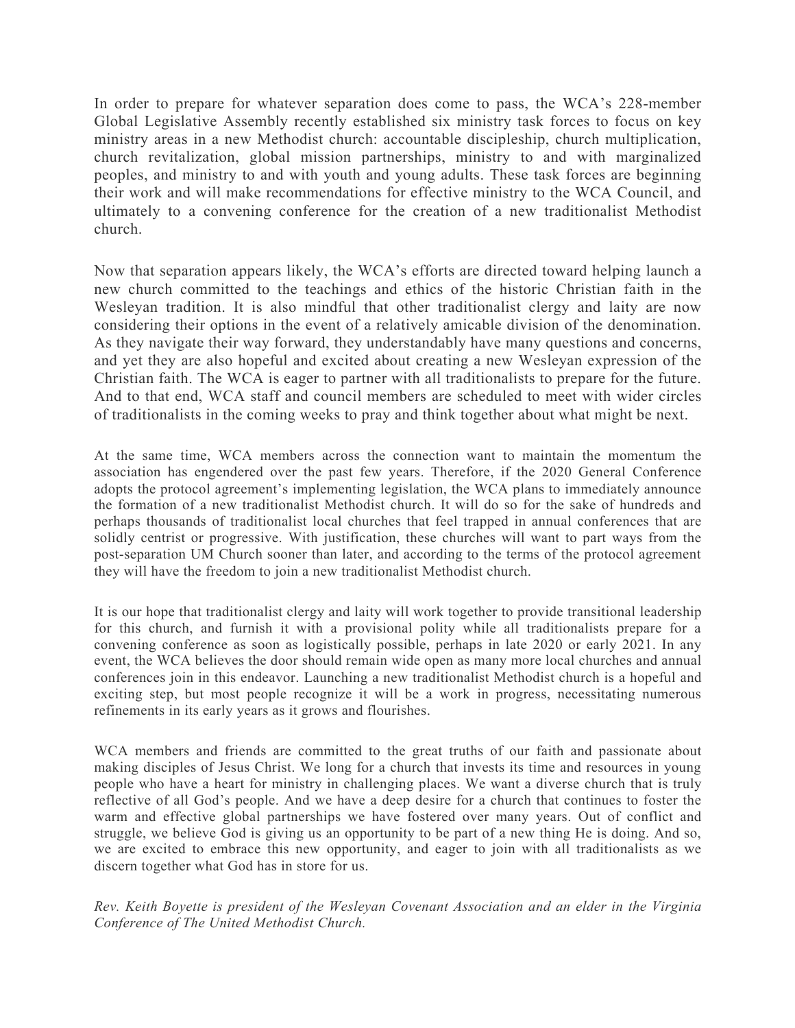In order to prepare for whatever separation does come to pass, the WCA's 228-member Global Legislative Assembly recently established six ministry task forces to focus on key ministry areas in a new Methodist church: accountable discipleship, church multiplication, church revitalization, global mission partnerships, ministry to and with marginalized peoples, and ministry to and with youth and young adults. These task forces are beginning their work and will make recommendations for effective ministry to the WCA Council, and ultimately to a convening conference for the creation of a new traditionalist Methodist church.

Now that separation appears likely, the WCA's efforts are directed toward helping launch a new church committed to the teachings and ethics of the historic Christian faith in the Wesleyan tradition. It is also mindful that other traditionalist clergy and laity are now considering their options in the event of a relatively amicable division of the denomination. As they navigate their way forward, they understandably have many questions and concerns, and yet they are also hopeful and excited about creating a new Wesleyan expression of the Christian faith. The WCA is eager to partner with all traditionalists to prepare for the future. And to that end, WCA staff and council members are scheduled to meet with wider circles of traditionalists in the coming weeks to pray and think together about what might be next.

At the same time, WCA members across the connection want to maintain the momentum the association has engendered over the past few years. Therefore, if the 2020 General Conference adopts the protocol agreement's implementing legislation, the WCA plans to immediately announce the formation of a new traditionalist Methodist church. It will do so for the sake of hundreds and perhaps thousands of traditionalist local churches that feel trapped in annual conferences that are solidly centrist or progressive. With justification, these churches will want to part ways from the post-separation UM Church sooner than later, and according to the terms of the protocol agreement they will have the freedom to join a new traditionalist Methodist church.

It is our hope that traditionalist clergy and laity will work together to provide transitional leadership for this church, and furnish it with a provisional polity while all traditionalists prepare for a convening conference as soon as logistically possible, perhaps in late 2020 or early 2021. In any event, the WCA believes the door should remain wide open as many more local churches and annual conferences join in this endeavor. Launching a new traditionalist Methodist church is a hopeful and exciting step, but most people recognize it will be a work in progress, necessitating numerous refinements in its early years as it grows and flourishes.

WCA members and friends are committed to the great truths of our faith and passionate about making disciples of Jesus Christ. We long for a church that invests its time and resources in young people who have a heart for ministry in challenging places. We want a diverse church that is truly reflective of all God's people. And we have a deep desire for a church that continues to foster the warm and effective global partnerships we have fostered over many years. Out of conflict and struggle, we believe God is giving us an opportunity to be part of a new thing He is doing. And so, we are excited to embrace this new opportunity, and eager to join with all traditionalists as we discern together what God has in store for us.

*Rev. Keith Boyette is president of the Wesleyan Covenant Association and an elder in the Virginia Conference of The United Methodist Church.*